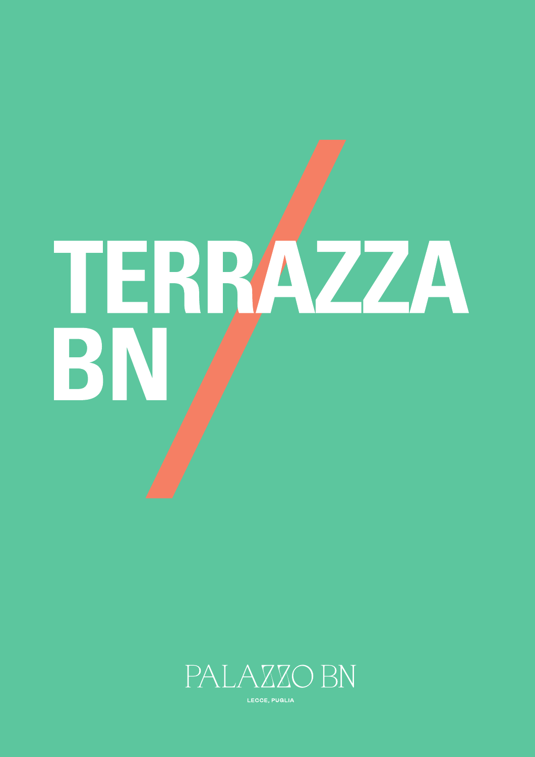# TERRAZZA BN

PALAZZO BN

LECCE, PUGLIA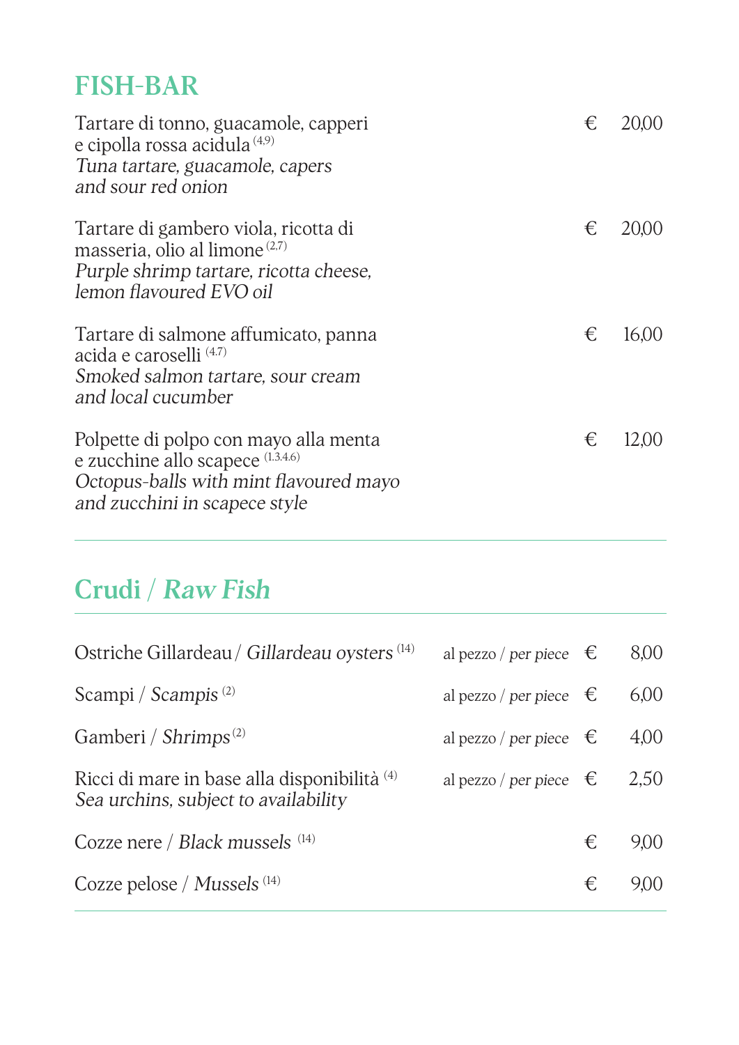## FISH-BAR

Tartare di tonno, guacamole, capperi e cipolla rossa acidula (4,9)
*Tuna tartare, guacamole, capers and sour red onion* — € 20,00

Tartare di gambero viola, ricotta di masseria, olio al limone (2,7)
*Purple shrimp tartare, ricotta cheese, lemon flavoured EVO oil* — € 20,00

Tartare di salmone affumicato, panna acida e caroselli (4,7)
*Smoked salmon tartare, sour cream and local cucumber* — € 16,00

Polpette di polpo con mayo alla menta e zucchine allo scapece (1,3,4,6)
*Octopus-balls with mint flavoured mayo and zucchini in scapece style* — € 12,00

---

## Crudi / *Raw Fish*

| | | | |
|---|---|---|---|
| Ostriche Gillardeau / *Gillardeau oysters* (14) | al pezzo / *per piece* | € | 8,00 |
| Scampi / *Scampis* (2) | al pezzo / *per piece* | € | 6,00 |
| Gamberi / *Shrimps* (2) | al pezzo / *per piece* | € | 4,00 |
| Ricci di mare in base alla disponibilità (4) *Sea urchins, subject to availability* | al pezzo / *per piece* | € | 2,50 |
| Cozze nere / *Black mussels* (14) | | € | 9,00 |
| Cozze pelose / *Mussels* (14) | | € | 9,00 |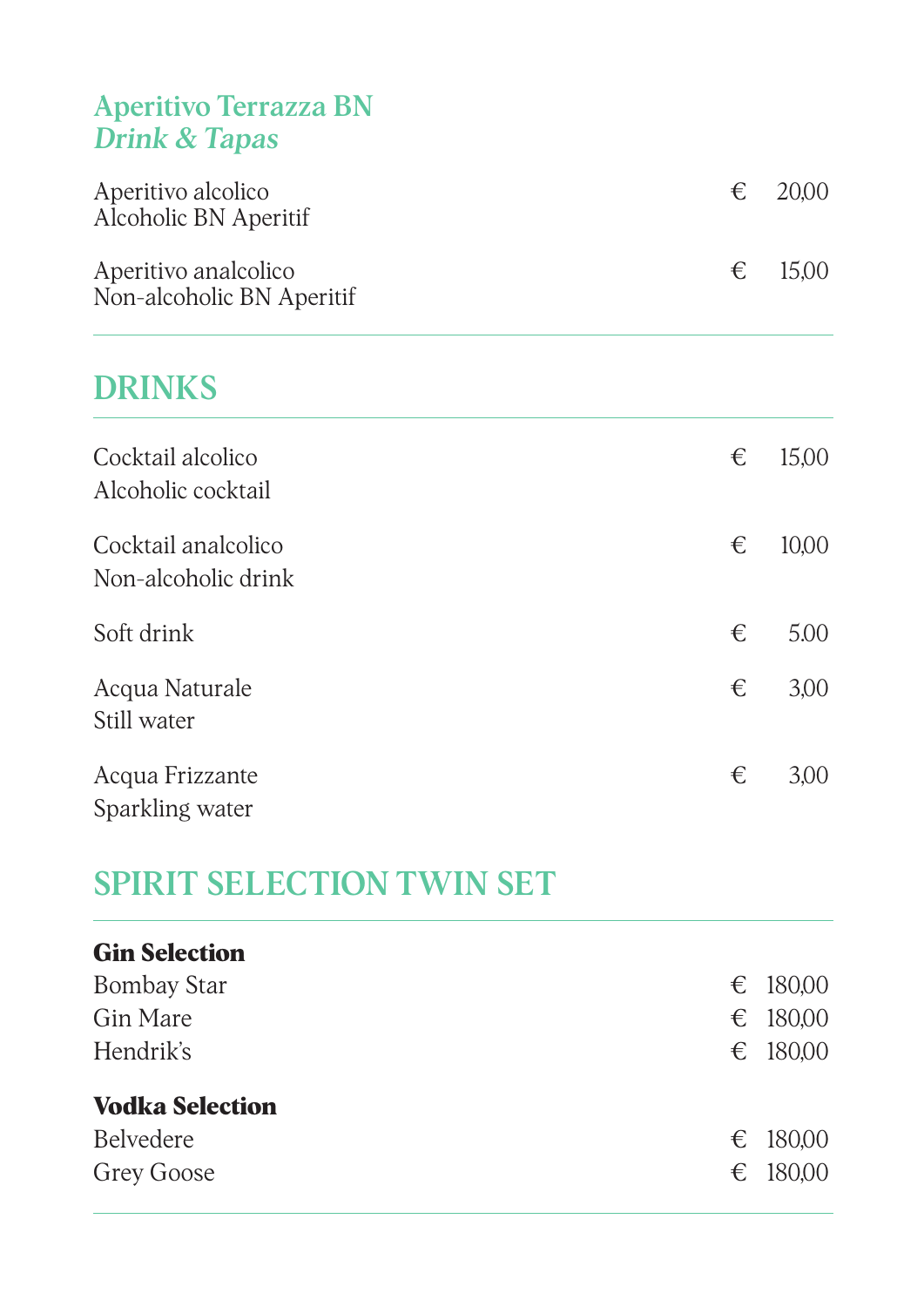## Aperitivo Terrazza BN
### *Drink & Tapas*

| | |
|---|---|
| Aperitivo alcolico<br>Alcoholic BN Aperitif | € 20,00 |
| Aperitivo analcolico<br>Non-alcoholic BN Aperitif | € 15,00 |

## DRINKS

| | |
|---|---|
| Cocktail alcolico<br>Alcoholic cocktail | € 15,00 |
| Cocktail analcolico<br>Non-alcoholic drink | € 10,00 |
| Soft drink | € 5.00 |
| Acqua Naturale<br>Still water | € 3,00 |
| Acqua Frizzante<br>Sparkling water | € 3,00 |

## SPIRIT SELECTION TWIN SET

**Gin Selection**

| | |
|---|---|
| Bombay Star | € 180,00 |
| Gin Mare | € 180,00 |
| Hendrik's | € 180,00 |

**Vodka Selection**

| | |
|---|---|
| Belvedere | € 180,00 |
| Grey Goose | € 180,00 |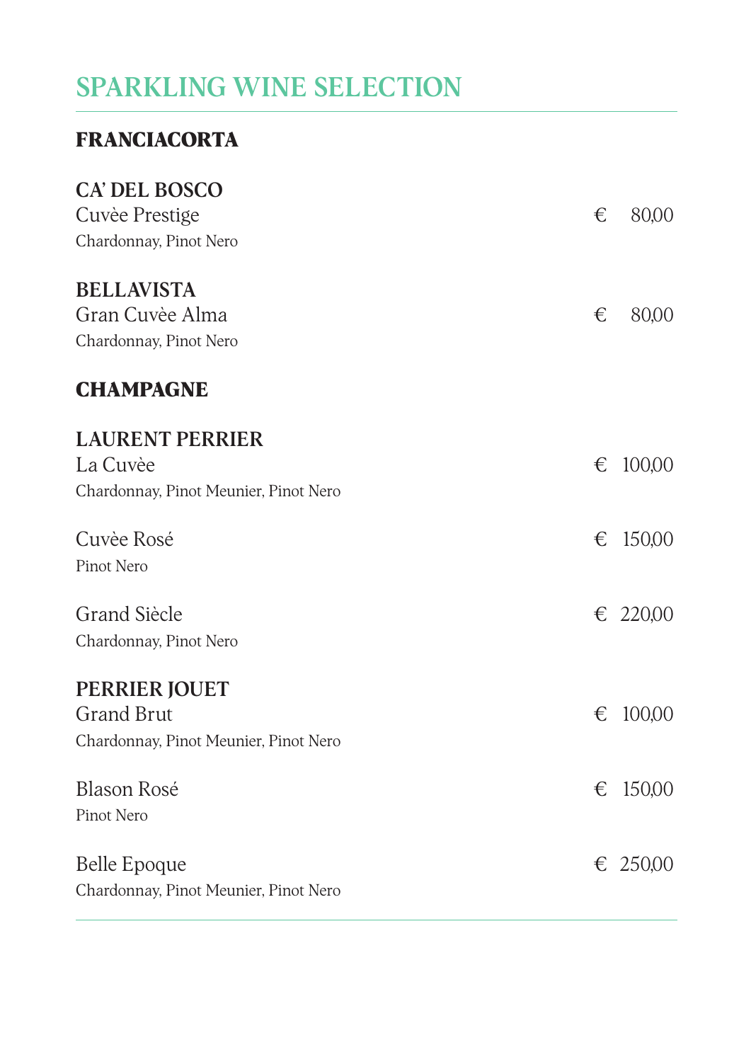# SPARKLING WINE SELECTION

## FRANCIACORTA

**CA' DEL BOSCO**
Cuvèe Prestige — € 80,00
Chardonnay, Pinot Nero

**BELLAVISTA**
Gran Cuvèe Alma — € 80,00
Chardonnay, Pinot Nero

## CHAMPAGNE

**LAURENT PERRIER**
La Cuvèe — € 100,00
Chardonnay, Pinot Meunier, Pinot Nero

Cuvèe Rosé — € 150,00
Pinot Nero

Grand Siècle — € 220,00
Chardonnay, Pinot Nero

**PERRIER JOUET**
Grand Brut — € 100,00
Chardonnay, Pinot Meunier, Pinot Nero

Blason Rosé — € 150,00
Pinot Nero

Belle Epoque — € 250,00
Chardonnay, Pinot Meunier, Pinot Nero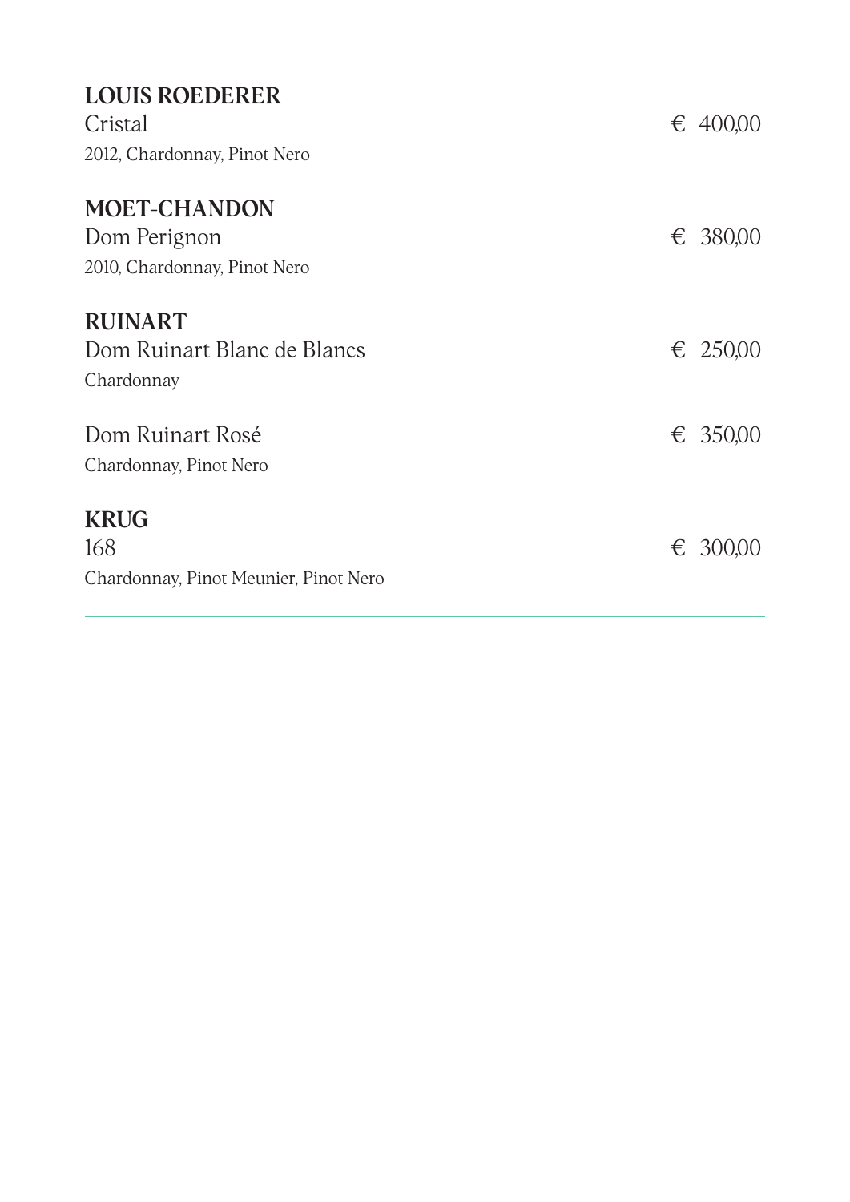**LOUIS ROEDERER**

Cristal — € 400,00

2012, Chardonnay, Pinot Nero

**MOET-CHANDON**

Dom Perignon — € 380,00

2010, Chardonnay, Pinot Nero

**RUINART**

Dom Ruinart Blanc de Blancs — € 250,00

Chardonnay

Dom Ruinart Rosé — € 350,00

Chardonnay, Pinot Nero

**KRUG**

168 — € 300,00

Chardonnay, Pinot Meunier, Pinot Nero

---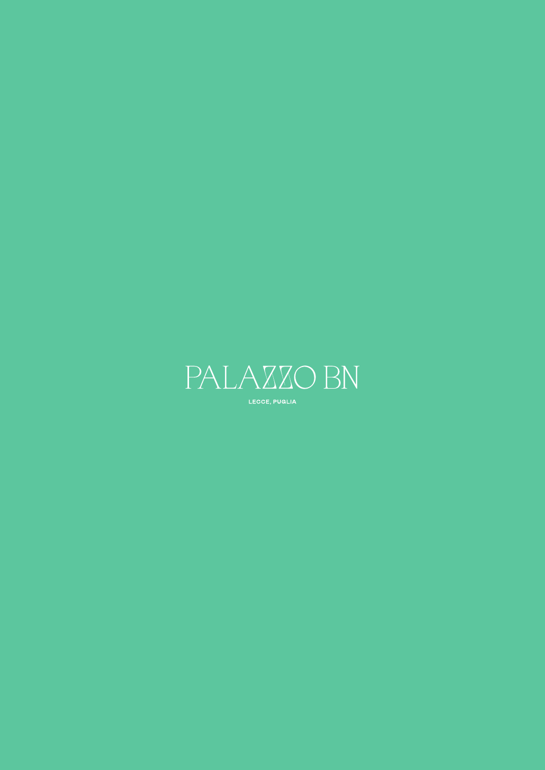# PALAZZO BN

LECCE, PUGLIA